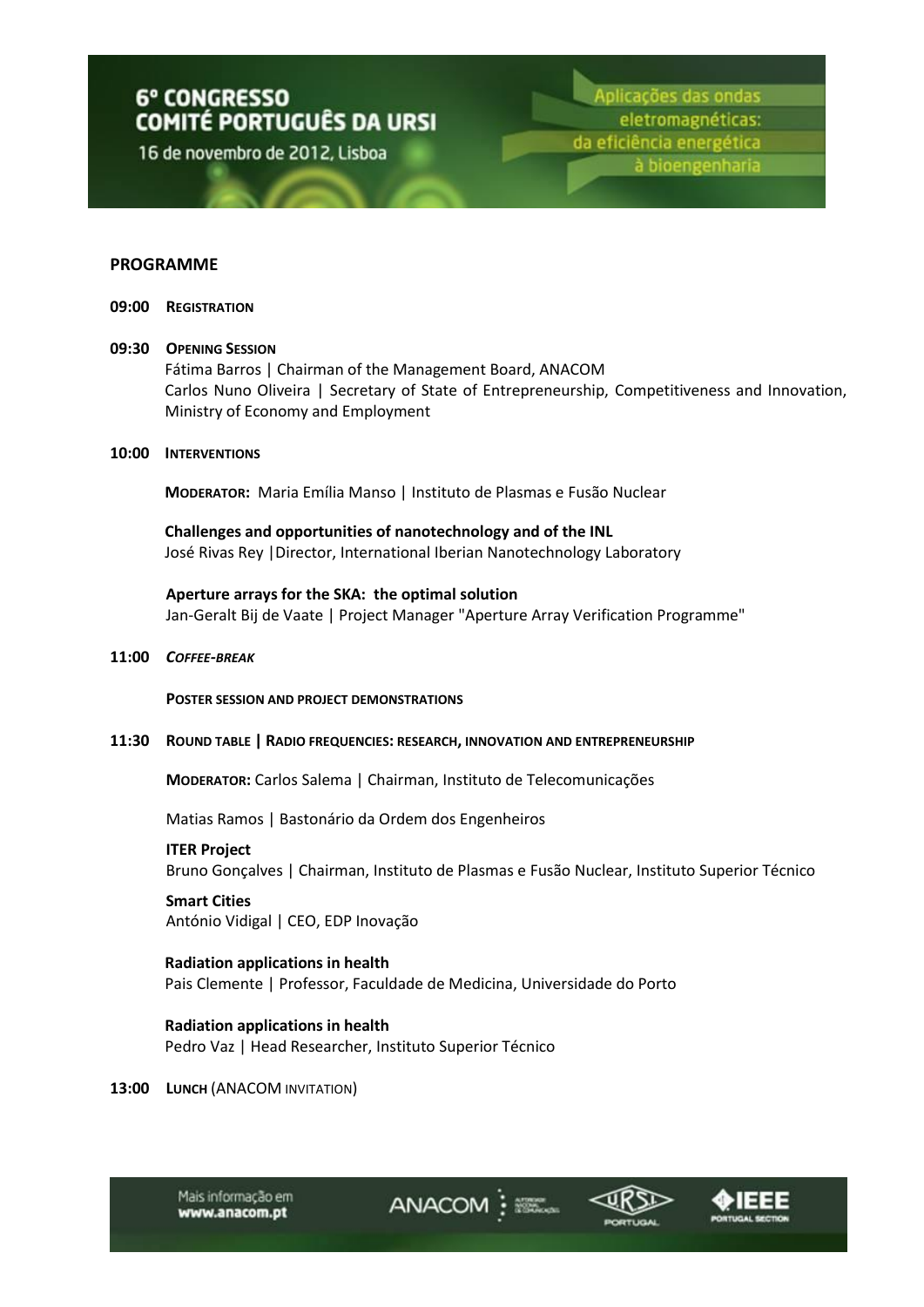# 6º CONGRESSO COMITÉ PORTUGUÊS DA URSI

16 de novembro de 2012, Lisboa

Aplicações das ondas eletromagnéticas: da eficiência energética à bioengenharia

## PROGRAMME

**09:00 REGISTRATION**

**09:30 OPENING SESSION**

Fátima Barros | Chairman of the Management Board, ANACOM
Carlos Nuno Oliveira | Secretary of State of Entrepreneurship, Competitiveness and Innovation, Ministry of Economy and Employment

**10:00 INTERVENTIONS**

**MODERATOR:** Maria Emília Manso | Instituto de Plasmas e Fusão Nuclear

**Challenges and opportunities of nanotechnology and of the INL**
José Rivas Rey |Director, International Iberian Nanotechnology Laboratory

**Aperture arrays for the SKA: the optimal solution**
Jan-Geralt Bij de Vaate | Project Manager "Aperture Array Verification Programme"

**11:00 *COFFEE-BREAK***

**POSTER SESSION AND PROJECT DEMONSTRATIONS**

**11:30 ROUND TABLE | RADIO FREQUENCIES: RESEARCH, INNOVATION AND ENTREPRENEURSHIP**

**MODERATOR:** Carlos Salema | Chairman, Instituto de Telecomunicações

Matias Ramos | Bastonário da Ordem dos Engenheiros

**ITER Project**
Bruno Gonçalves | Chairman, Instituto de Plasmas e Fusão Nuclear, Instituto Superior Técnico

**Smart Cities**
António Vidigal | CEO, EDP Inovação

**Radiation applications in health**
Pais Clemente | Professor, Faculdade de Medicina, Universidade do Porto

**Radiation applications in health**
Pedro Vaz | Head Researcher, Instituto Superior Técnico

**13:00 LUNCH** (ANACOM INVITATION)

Mais informação em **www.anacom.pt**

ANACOM | URSI PORTUGAL | IEEE PORTUGAL SECTION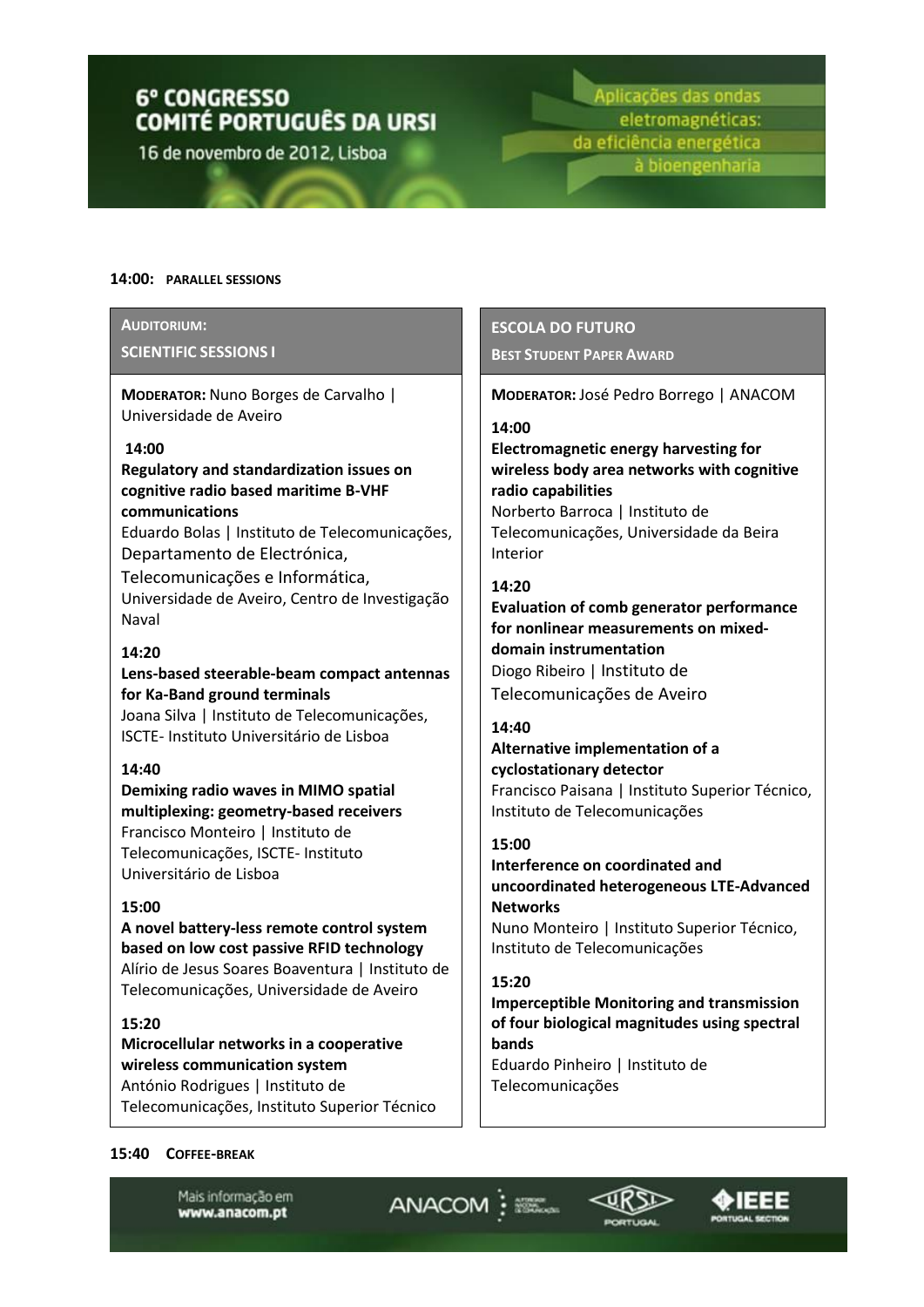**14:00: PARALLEL SESSIONS**

## AUDITORIUM:
## SCIENTIFIC SESSIONS I

**MODERATOR:** Nuno Borges de Carvalho | Universidade de Aveiro

**14:00**
**Regulatory and standardization issues on cognitive radio based maritime B-VHF communications**
Eduardo Bolas | Instituto de Telecomunicações, Departamento de Electrónica, Telecomunicações e Informática, Universidade de Aveiro, Centro de Investigação Naval

**14:20**
**Lens-based steerable-beam compact antennas for Ka-Band ground terminals**
Joana Silva | Instituto de Telecomunicações, ISCTE- Instituto Universitário de Lisboa

**14:40**
**Demixing radio waves in MIMO spatial multiplexing: geometry-based receivers**
Francisco Monteiro | Instituto de Telecomunicações, ISCTE- Instituto Universitário de Lisboa

**15:00**
**A novel battery-less remote control system based on low cost passive RFID technology**
Alírio de Jesus Soares Boaventura | Instituto de Telecomunicações, Universidade de Aveiro

**15:20**
**Microcellular networks in a cooperative wireless communication system**
António Rodrigues | Instituto de Telecomunicações, Instituto Superior Técnico

## ESCOLA DO FUTURO
## BEST STUDENT PAPER AWARD

**MODERATOR:** José Pedro Borrego | ANACOM

**14:00**
**Electromagnetic energy harvesting for wireless body area networks with cognitive radio capabilities**
Norberto Barroca | Instituto de Telecomunicações, Universidade da Beira Interior

**14:20**
**Evaluation of comb generator performance for nonlinear measurements on mixed-domain instrumentation**
Diogo Ribeiro | Instituto de Telecomunicações de Aveiro

**14:40**
**Alternative implementation of a cyclostationary detector**
Francisco Paisana | Instituto Superior Técnico, Instituto de Telecomunicações

**15:00**
**Interference on coordinated and uncoordinated heterogeneous LTE-Advanced Networks**
Nuno Monteiro | Instituto Superior Técnico, Instituto de Telecomunicações

**15:20**
**Imperceptible Monitoring and transmission of four biological magnitudes using spectral bands**
Eduardo Pinheiro | Instituto de Telecomunicações

**15:40 COFFEE-BREAK**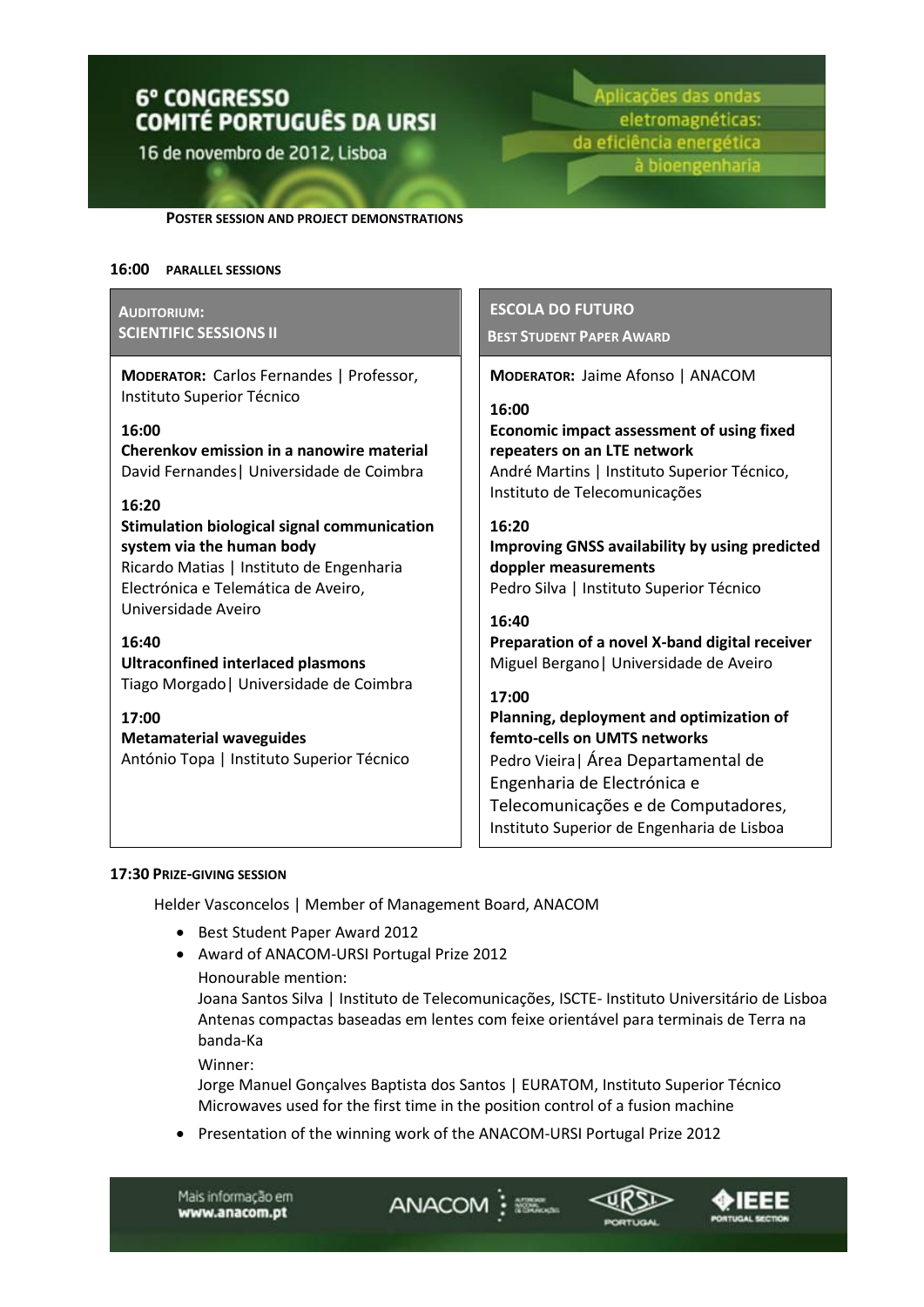**POSTER SESSION AND PROJECT DEMONSTRATIONS**

## 16:00 PARALLEL SESSIONS

### AUDITORIUM: SCIENTIFIC SESSIONS II

**MODERATOR:** Carlos Fernandes | Professor, Instituto Superior Técnico

**16:00**
**Cherenkov emission in a nanowire material**
David Fernandes| Universidade de Coimbra

**16:20**
**Stimulation biological signal communication system via the human body**
Ricardo Matias | Instituto de Engenharia Electrónica e Telemática de Aveiro, Universidade Aveiro

**16:40**
**Ultraconfined interlaced plasmons**
Tiago Morgado| Universidade de Coimbra

**17:00**
**Metamaterial waveguides**
António Topa | Instituto Superior Técnico

### ESCOLA DO FUTURO
**BEST STUDENT PAPER AWARD**

**MODERATOR:** Jaime Afonso | ANACOM

**16:00**
**Economic impact assessment of using fixed repeaters on an LTE network**
André Martins | Instituto Superior Técnico, Instituto de Telecomunicações

**16:20**
**Improving GNSS availability by using predicted doppler measurements**
Pedro Silva | Instituto Superior Técnico

**16:40**
**Preparation of a novel X-band digital receiver**
Miguel Bergano| Universidade de Aveiro

**17:00**
**Planning, deployment and optimization of femto-cells on UMTS networks**
Pedro Vieira| Área Departamental de Engenharia de Electrónica e Telecomunicações e de Computadores, Instituto Superior de Engenharia de Lisboa

## 17:30 PRIZE-GIVING SESSION

Helder Vasconcelos | Member of Management Board, ANACOM

- Best Student Paper Award 2012
- Award of ANACOM-URSI Portugal Prize 2012
  Honourable mention:
  Joana Santos Silva | Instituto de Telecomunicações, ISCTE- Instituto Universitário de Lisboa
  Antenas compactas baseadas em lentes com feixe orientável para terminais de Terra na banda-Ka
  Winner:
  Jorge Manuel Gonçalves Baptista dos Santos | EURATOM, Instituto Superior Técnico
  Microwaves used for the first time in the position control of a fusion machine
- Presentation of the winning work of the ANACOM-URSI Portugal Prize 2012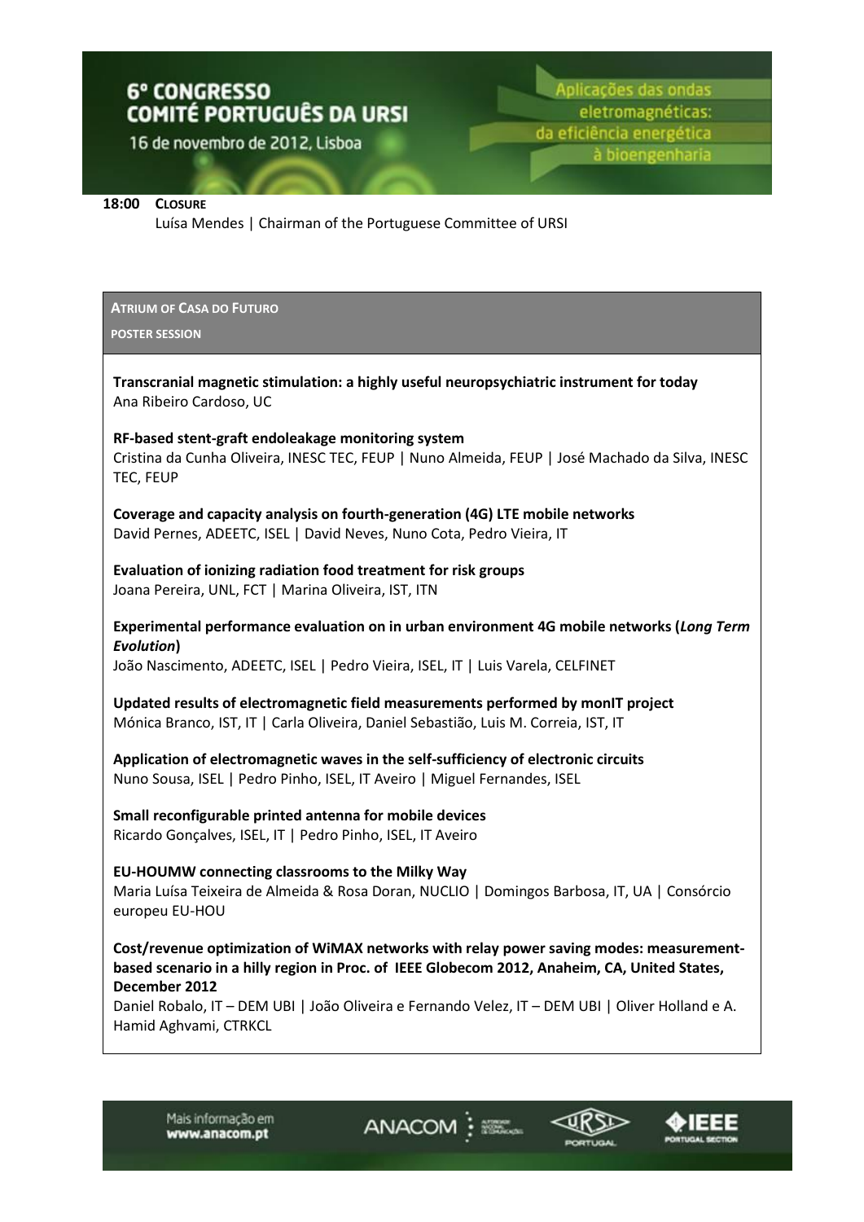**18:00 CLOSURE**
Luísa Mendes | Chairman of the Portuguese Committee of URSI

**ATRIUM OF CASA DO FUTURO**

**POSTER SESSION**

**Transcranial magnetic stimulation: a highly useful neuropsychiatric instrument for today**
Ana Ribeiro Cardoso, UC

**RF-based stent-graft endoleakage monitoring system**
Cristina da Cunha Oliveira, INESC TEC, FEUP | Nuno Almeida, FEUP | José Machado da Silva, INESC TEC, FEUP

**Coverage and capacity analysis on fourth-generation (4G) LTE mobile networks**
David Pernes, ADEETC, ISEL | David Neves, Nuno Cota, Pedro Vieira, IT

**Evaluation of ionizing radiation food treatment for risk groups**
Joana Pereira, UNL, FCT | Marina Oliveira, IST, ITN

**Experimental performance evaluation on in urban environment 4G mobile networks (*Long Term Evolution*)**
João Nascimento, ADEETC, ISEL | Pedro Vieira, ISEL, IT | Luis Varela, CELFINET

**Updated results of electromagnetic field measurements performed by monIT project**
Mónica Branco, IST, IT | Carla Oliveira, Daniel Sebastião, Luis M. Correia, IST, IT

**Application of electromagnetic waves in the self-sufficiency of electronic circuits**
Nuno Sousa, ISEL | Pedro Pinho, ISEL, IT Aveiro | Miguel Fernandes, ISEL

**Small reconfigurable printed antenna for mobile devices**
Ricardo Gonçalves, ISEL, IT | Pedro Pinho, ISEL, IT Aveiro

**EU-HOUMW connecting classrooms to the Milky Way**
Maria Luísa Teixeira de Almeida & Rosa Doran, NUCLIO | Domingos Barbosa, IT, UA | Consórcio europeu EU-HOU

**Cost/revenue optimization of WiMAX networks with relay power saving modes: measurement-based scenario in a hilly region in Proc. of IEEE Globecom 2012, Anaheim, CA, United States, December 2012**
Daniel Robalo, IT – DEM UBI | João Oliveira e Fernando Velez, IT – DEM UBI | Oliver Holland e A. Hamid Aghvami, CTRKCL

Mais informação em **www.anacom.pt**